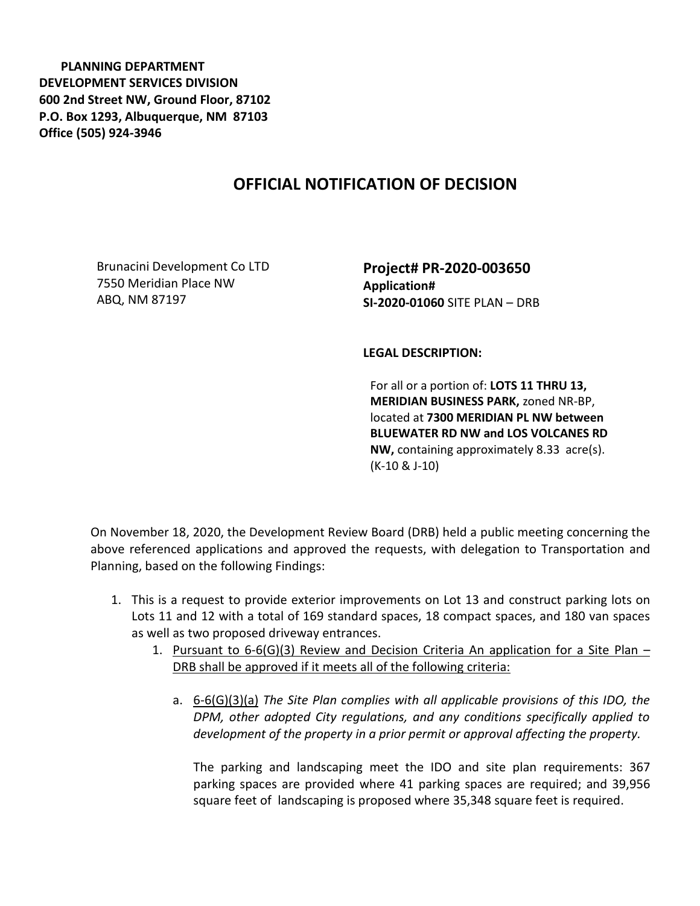**PLANNING DEPARTMENT**
**DEVELOPMENT SERVICES DIVISION**
**600 2nd Street NW, Ground Floor, 87102**
**P.O. Box 1293, Albuquerque, NM 87103**
**Office (505) 924-3946**

# OFFICIAL NOTIFICATION OF DECISION

Brunacini Development Co LTD
7550 Meridian Place NW
ABQ, NM 87197

**Project# PR-2020-003650**
**Application#**
**SI-2020-01060** SITE PLAN – DRB

**LEGAL DESCRIPTION:**

For all or a portion of: **LOTS 11 THRU 13, MERIDIAN BUSINESS PARK,** zoned NR-BP, located at **7300 MERIDIAN PL NW between BLUEWATER RD NW and LOS VOLCANES RD NW,** containing approximately 8.33 acre(s). (K-10 & J-10)

On November 18, 2020, the Development Review Board (DRB) held a public meeting concerning the above referenced applications and approved the requests, with delegation to Transportation and Planning, based on the following Findings:

1. This is a request to provide exterior improvements on Lot 13 and construct parking lots on Lots 11 and 12 with a total of 169 standard spaces, 18 compact spaces, and 180 van spaces as well as two proposed driveway entrances.
   1. <u>Pursuant to 6-6(G)(3) Review and Decision Criteria An application for a Site Plan – DRB shall be approved if it meets all of the following criteria:</u>

      a. <u>6-6(G)(3)(a)</u> *The Site Plan complies with all applicable provisions of this IDO, the DPM, other adopted City regulations, and any conditions specifically applied to development of the property in a prior permit or approval affecting the property.*

         The parking and landscaping meet the IDO and site plan requirements: 367 parking spaces are provided where 41 parking spaces are required; and 39,956 square feet of landscaping is proposed where 35,348 square feet is required.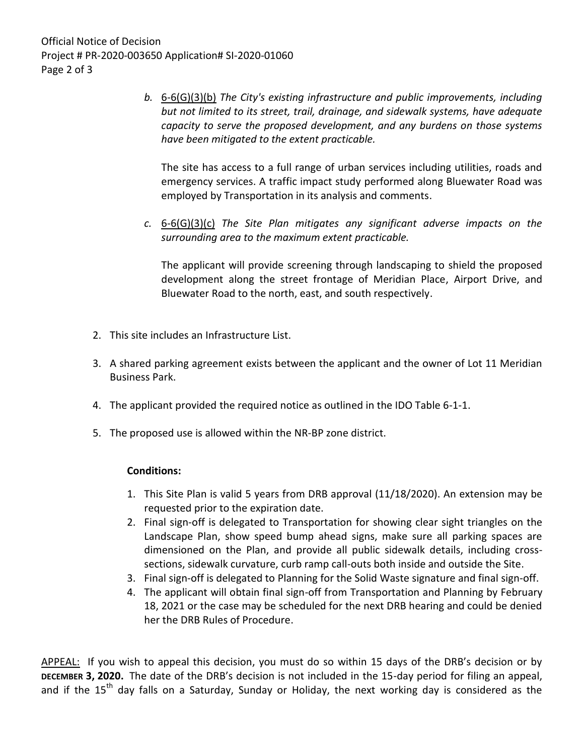b. <u>6-6(G)(3)(b)</u> *The City's existing infrastructure and public improvements, including but not limited to its street, trail, drainage, and sidewalk systems, have adequate capacity to serve the proposed development, and any burdens on those systems have been mitigated to the extent practicable.*

   The site has access to a full range of urban services including utilities, roads and emergency services. A traffic impact study performed along Bluewater Road was employed by Transportation in its analysis and comments.

c. <u>6-6(G)(3)(c)</u> *The Site Plan mitigates any significant adverse impacts on the surrounding area to the maximum extent practicable.*

   The applicant will provide screening through landscaping to shield the proposed development along the street frontage of Meridian Place, Airport Drive, and Bluewater Road to the north, east, and south respectively.

2. This site includes an Infrastructure List.

3. A shared parking agreement exists between the applicant and the owner of Lot 11 Meridian Business Park.

4. The applicant provided the required notice as outlined in the IDO Table 6-1-1.

5. The proposed use is allowed within the NR-BP zone district.

**Conditions:**

1. This Site Plan is valid 5 years from DRB approval (11/18/2020). An extension may be requested prior to the expiration date.
2. Final sign-off is delegated to Transportation for showing clear sight triangles on the Landscape Plan, show speed bump ahead signs, make sure all parking spaces are dimensioned on the Plan, and provide all public sidewalk details, including cross-sections, sidewalk curvature, curb ramp call-outs both inside and outside the Site.
3. Final sign-off is delegated to Planning for the Solid Waste signature and final sign-off.
4. The applicant will obtain final sign-off from Transportation and Planning by February 18, 2021 or the case may be scheduled for the next DRB hearing and could be denied her the DRB Rules of Procedure.

<u>APPEAL:</u> If you wish to appeal this decision, you must do so within 15 days of the DRB's decision or by **DECEMBER 3, 2020.** The date of the DRB's decision is not included in the 15-day period for filing an appeal, and if the 15th day falls on a Saturday, Sunday or Holiday, the next working day is considered as the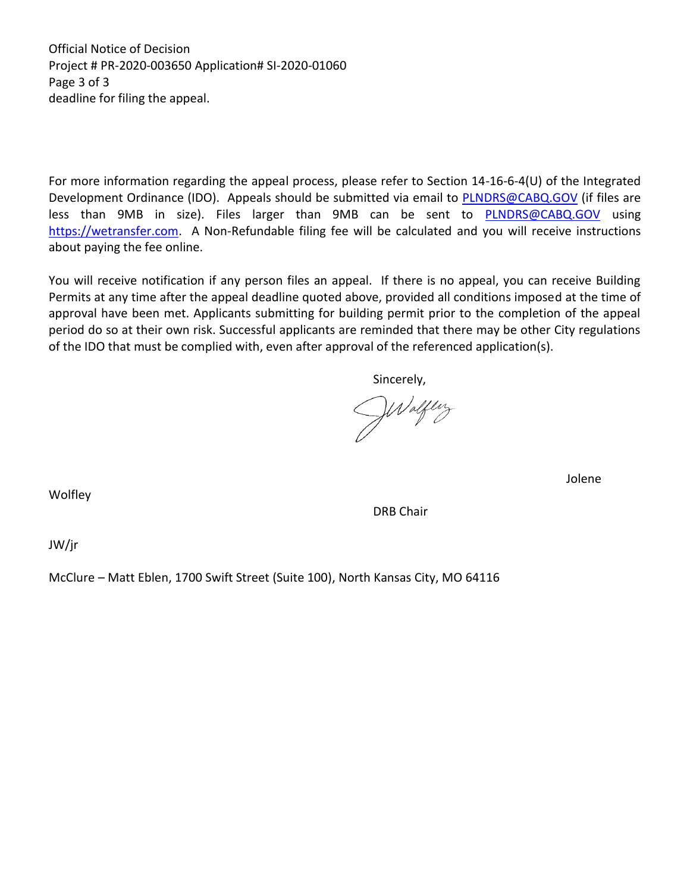deadline for filing the appeal.

For more information regarding the appeal process, please refer to Section 14-16-6-4(U) of the Integrated Development Ordinance (IDO). Appeals should be submitted via email to PLNDRS@CABQ.GOV (if files are less than 9MB in size). Files larger than 9MB can be sent to PLNDRS@CABQ.GOV using https://wetransfer.com. A Non-Refundable filing fee will be calculated and you will receive instructions about paying the fee online.

You will receive notification if any person files an appeal. If there is no appeal, you can receive Building Permits at any time after the appeal deadline quoted above, provided all conditions imposed at the time of approval have been met. Applicants submitting for building permit prior to the completion of the appeal period do so at their own risk. Successful applicants are reminded that there may be other City regulations of the IDO that must be complied with, even after approval of the referenced application(s).

Sincerely,

Jolene Wolfley
DRB Chair

JW/jr

McClure – Matt Eblen, 1700 Swift Street (Suite 100), North Kansas City, MO 64116